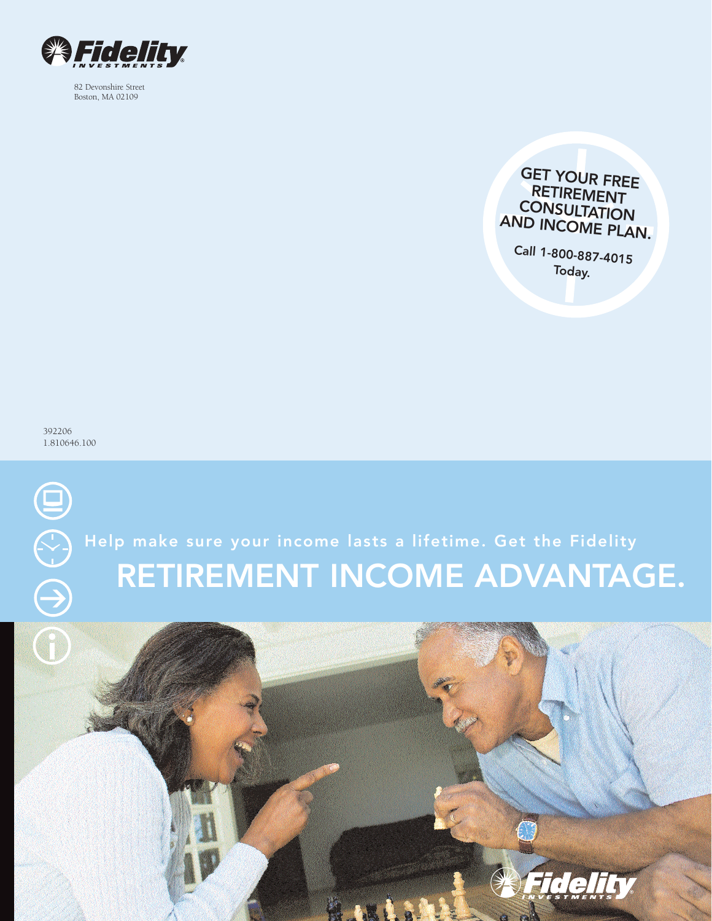Fidelity INVESTMENTS

82 Devonshire Street
Boston, MA 02109

GET YOUR FREE RETIREMENT CONSULTATION AND INCOME PLAN.

Call 1-800-887-4015 Today.

392206
1.810646.100

Help make sure your income lasts a lifetime. Get the Fidelity

# RETIREMENT INCOME ADVANTAGE.

Fidelity INVESTMENTS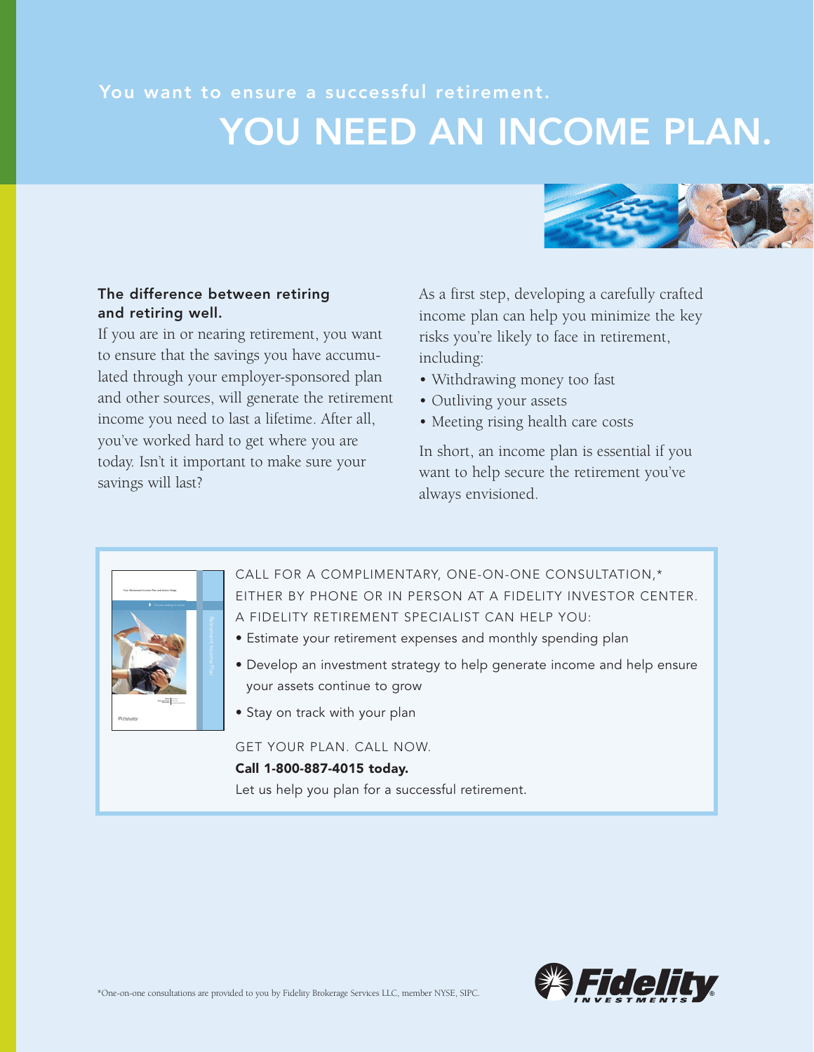You want to ensure a successful retirement.

# YOU NEED AN INCOME PLAN.

**The difference between retiring and retiring well.**

If you are in or nearing retirement, you want to ensure that the savings you have accumulated through your employer-sponsored plan and other sources, will generate the retirement income you need to last a lifetime. After all, you've worked hard to get where you are today. Isn't it important to make sure your savings will last?

As a first step, developing a carefully crafted income plan can help you minimize the key risks you're likely to face in retirement, including:

- Withdrawing money too fast
- Outliving your assets
- Meeting rising health care costs

In short, an income plan is essential if you want to help secure the retirement you've always envisioned.

CALL FOR A COMPLIMENTARY, ONE-ON-ONE CONSULTATION,* EITHER BY PHONE OR IN PERSON AT A FIDELITY INVESTOR CENTER. A FIDELITY RETIREMENT SPECIALIST CAN HELP YOU:

- Estimate your retirement expenses and monthly spending plan
- Develop an investment strategy to help generate income and help ensure your assets continue to grow
- Stay on track with your plan

GET YOUR PLAN. CALL NOW.

**Call 1-800-887-4015 today.**

Let us help you plan for a successful retirement.

*One-on-one consultations are provided to you by Fidelity Brokerage Services LLC, member NYSE, SIPC.

Fidelity INVESTMENTS®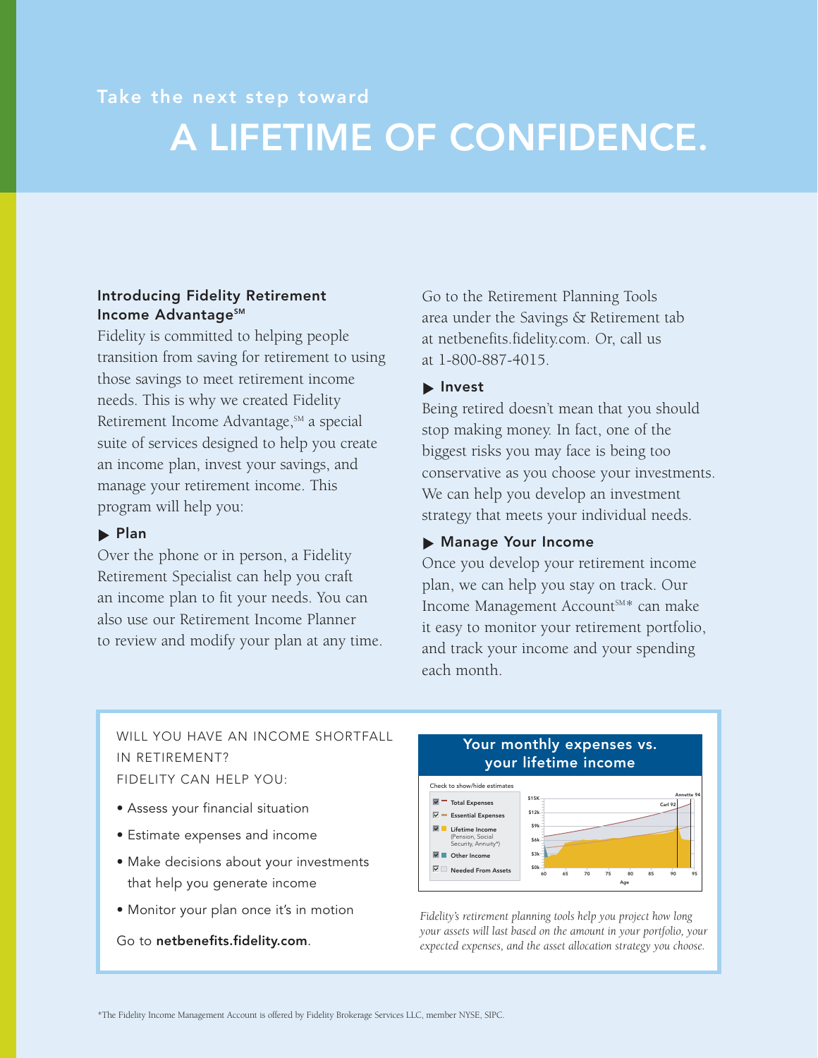Take the next step toward

# A LIFETIME OF CONFIDENCE.

### Introducing Fidelity Retirement Income Advantage℠

Fidelity is committed to helping people transition from saving for retirement to using those savings to meet retirement income needs. This is why we created Fidelity Retirement Income Advantage,℠ a special suite of services designed to help you create an income plan, invest your savings, and manage your retirement income. This program will help you:

#### ▶ Plan

Over the phone or in person, a Fidelity Retirement Specialist can help you craft an income plan to fit your needs. You can also use our Retirement Income Planner to review and modify your plan at any time. Go to the Retirement Planning Tools area under the Savings & Retirement tab at netbenefits.fidelity.com. Or, call us at 1-800-887-4015.

#### ▶ Invest

Being retired doesn't mean that you should stop making money. In fact, one of the biggest risks you may face is being too conservative as you choose your investments. We can help you develop an investment strategy that meets your individual needs.

#### ▶ Manage Your Income

Once you develop your retirement income plan, we can help you stay on track. Our Income Management Account℠* can make it easy to monitor your retirement portfolio, and track your income and your spending each month.

WILL YOU HAVE AN INCOME SHORTFALL IN RETIREMENT?
FIDELITY CAN HELP YOU:

- Assess your financial situation
- Estimate expenses and income
- Make decisions about your investments that help you generate income
- Monitor your plan once it's in motion

Go to **netbenefits.fidelity.com**.

**Your monthly expenses vs. your lifetime income**

*Fidelity's retirement planning tools help you project how long your assets will last based on the amount in your portfolio, your expected expenses, and the asset allocation strategy you choose.*

*The Fidelity Income Management Account is offered by Fidelity Brokerage Services LLC, member NYSE, SIPC.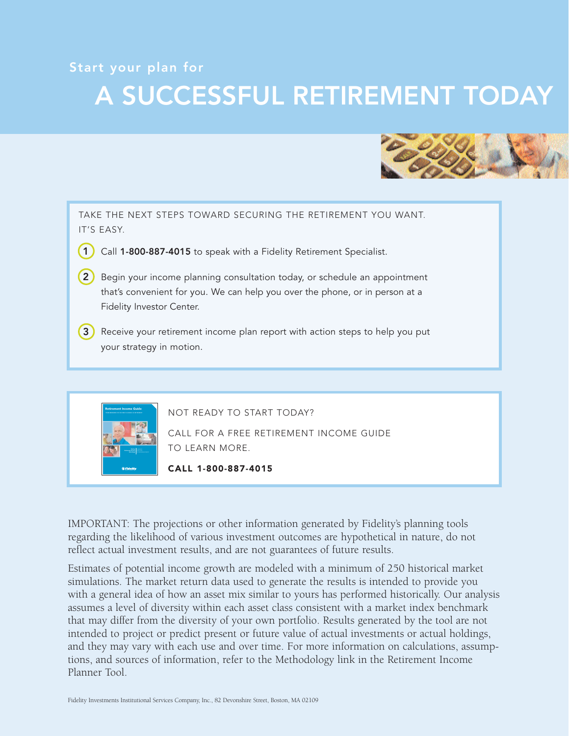Start your plan for

# A SUCCESSFUL RETIREMENT TODAY

TAKE THE NEXT STEPS TOWARD SECURING THE RETIREMENT YOU WANT. IT'S EASY.

1. Call **1-800-887-4015** to speak with a Fidelity Retirement Specialist.
2. Begin your income planning consultation today, or schedule an appointment that's convenient for you. We can help you over the phone, or in person at a Fidelity Investor Center.
3. Receive your retirement income plan report with action steps to help you put your strategy in motion.

NOT READY TO START TODAY?

CALL FOR A FREE RETIREMENT INCOME GUIDE TO LEARN MORE.

**CALL 1-800-887-4015**

IMPORTANT: The projections or other information generated by Fidelity's planning tools regarding the likelihood of various investment outcomes are hypothetical in nature, do not reflect actual investment results, and are not guarantees of future results.

Estimates of potential income growth are modeled with a minimum of 250 historical market simulations. The market return data used to generate the results is intended to provide you with a general idea of how an asset mix similar to yours has performed historically. Our analysis assumes a level of diversity within each asset class consistent with a market index benchmark that may differ from the diversity of your own portfolio. Results generated by the tool are not intended to project or predict present or future value of actual investments or actual holdings, and they may vary with each use and over time. For more information on calculations, assumptions, and sources of information, refer to the Methodology link in the Retirement Income Planner Tool.

Fidelity Investments Institutional Services Company, Inc., 82 Devonshire Street, Boston, MA 02109